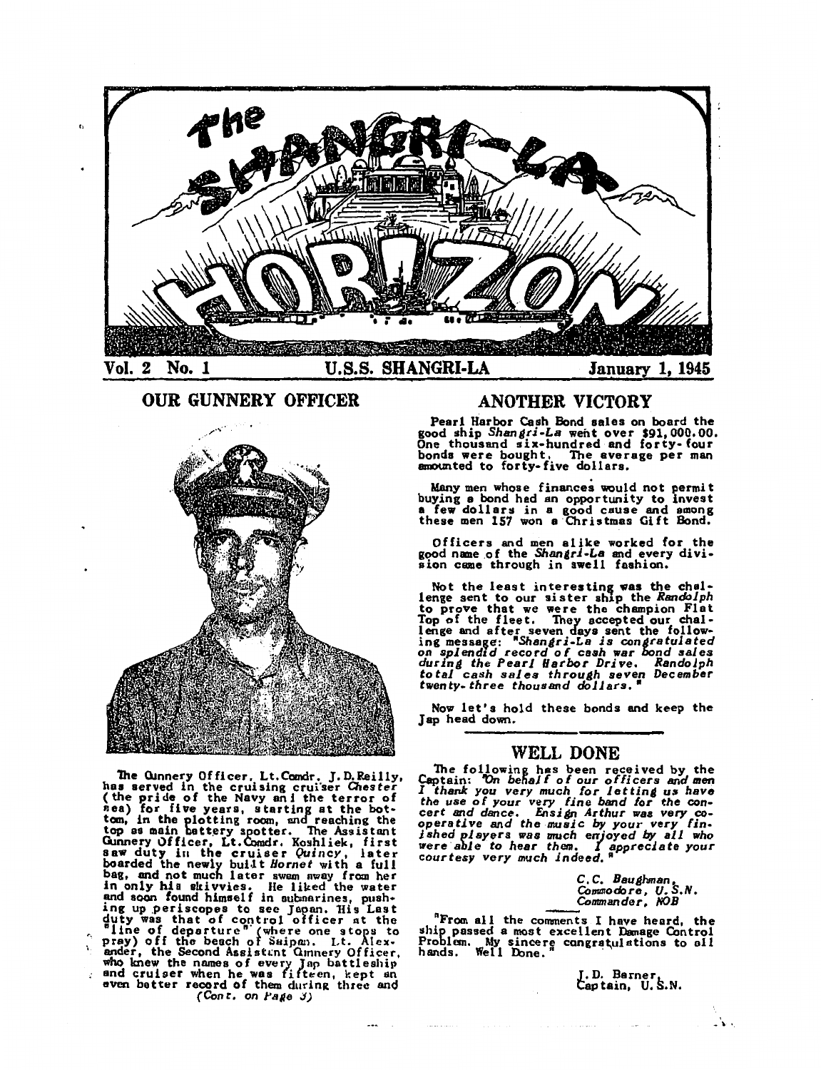# The SHANGRI-LA HORIZON

**Vol. 2 No. 1** | **U.S.S. SHANGRI-LA** | **January 1, 1945**

## OUR GUNNERY OFFICER

The Gunnery Officer, Lt.Comdr. J.D.Reilly, has served in the cruising cruiser *Chester* (the pride of the Navy and the terror of sea) for five years, starting at the bottom, in the plotting room, and reaching the top as main battery spotter. The Assistant Gunnery Officer, Lt.Comdr. Koshliek, first saw duty in the cruiser *Quincy*, later boarded the newly built *Hornet* with a full bag, and not much later swam away from her in only his skivvies. He liked the water and soon found himself in submarines, pushing up periscopes to see Japan. His Last duty was that of control officer at the "line of departure" (where one stops to pray) off the beach of Saipan. Lt. Alexander, the Second Assistant Gunnery Officer, who knew the names of every Jap battleship and cruiser when he was fifteen, kept an even better record of them during three and

(*Cont. on Page 3*)

## ANOTHER VICTORY

Pearl Harbor Cash Bond sales on board the good ship *Shangri-La* went over $91,000.00. One thousand six-hundred and forty-four bonds were bought. The average per man amounted to forty-five dollars.

Many men whose finances would not permit buying a bond had an opportunity to invest a few dollars in a good cause and among these men 157 won a Christmas Gift Bond.

Officers and men alike worked for the good name of the *Shangri-La* and every division came through in swell fashion.

Not the least interesting was the challenge sent to our sister ship the *Randolph* to prove that we were the champion Flat Top of the fleet. They accepted our challenge and after seven days sent the following message: "*Shangri-La is congratulated on splendid record of cash war bond sales during the Pearl Harbor Drive. Randolph total cash sales through seven December twenty-three thousand dollars.*"

Now let's hold these bonds and keep the Jap head down.

## WELL DONE

The following has been received by the Captain: "*On behalf of our officers and men I thank you very much for letting us have the use of your very fine band for the concert and dance. Ensign Arthur was very cooperative and the music by your very finished players was much enjoyed by all who were able to hear them. I appreciate your courtesy very much indeed.*"

*C.C. Baughman,*
*Commodore, U.S.N.*
*Commander, NOB*

"From all the comments I have heard, the ship passed a most excellent Damage Control Problem. My sincere congratulations to all hands. Well Done."

J.D. Barner,
Captain, U.S.N.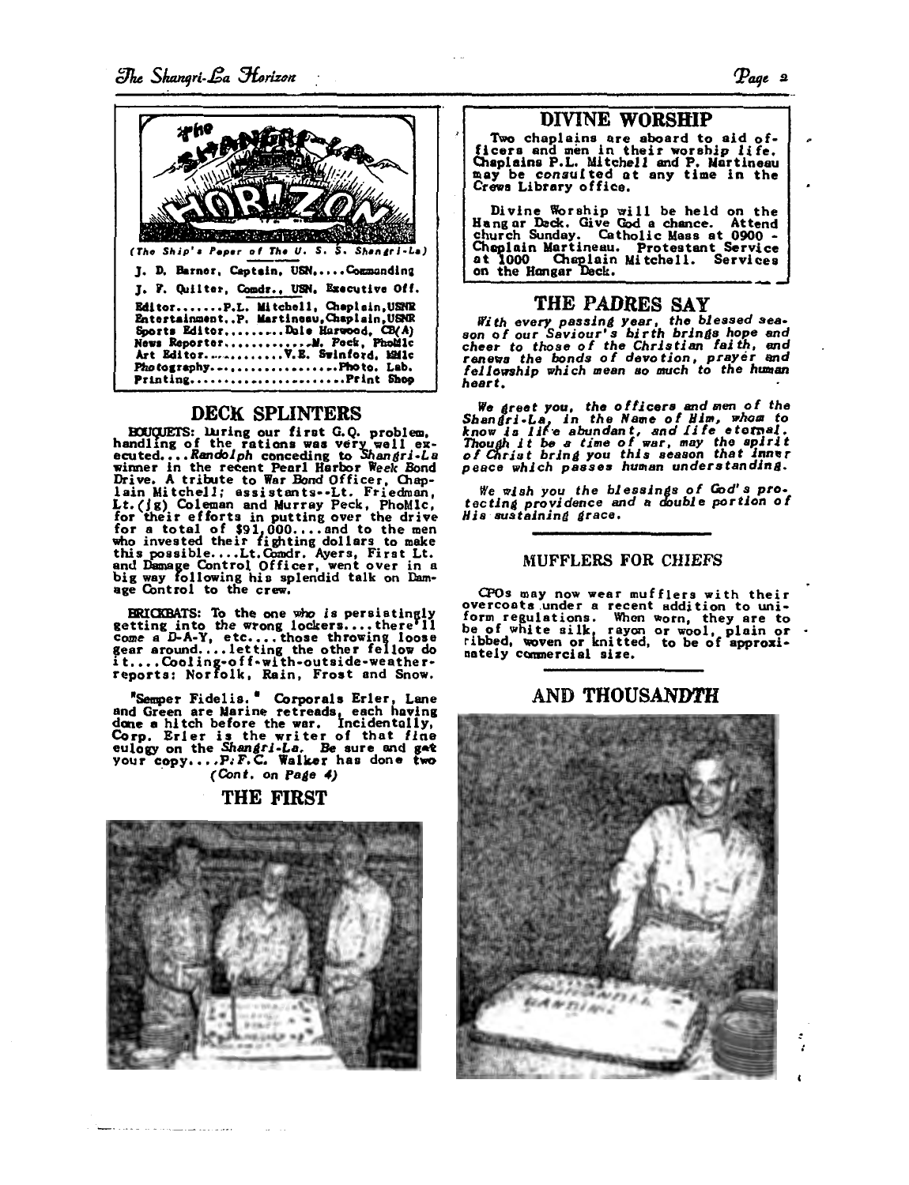# The Shangri-La Horizon

(The Ship's Paper of The U. S. S. Shangri-La)

J. D. Barner, Captain, USN.....Commanding

J. F. Quilter, Comdr., USN, Executive Off.

Editor.......P.L. Mitchell, Chaplain,USNR
Entertainment..P. Martineau,Chaplain,USNR
Sports Editor.........Dale Harwood, CB(A)
News Reporter.............M. Peck, PhoMlc
Art Editor.............V.E. Swinford, SMlc
Photography.....................Photo. Lab.
Printing.........................Print Shop

## DECK SPLINTERS

BOUQUETS: During our first G.Q. problem, handling of the rations was very well executed....*Randolph* conceding to *Shangri-La* winner in the recent Pearl Harbor Week Bond Drive. A tribute to War Bond Officer, Chaplain Mitchell; assistants--Lt. Friedman, Lt.(jg) Coleman and Murray Peck, PhoMlc, for their efforts in putting over the drive for a total of $91,000....and to the men who invested their fighting dollars to make this possible....Lt.Comdr. Ayers, First Lt. and Damage Control Officer, went over in a big way following his splendid talk on Damage Control to the crew.

BRICKBATS: To the one who is persistingly getting into the wrong lockers....there'll come a D-A-Y, etc....those throwing loose gear around....letting the other fellow do it....Cooling-off-with-outside-weather-reports: Norfolk, Rain, Frost and Snow.

"Semper Fidelis." Corporals Erler, Lane and Green are Marine retreads, each having done a hitch before the war. Incidentally, Corp. Erler is the writer of that *fine* eulogy on the *Shangri-La*. Be sure and get your copy....P.F.C. Walker has done two

*(Cont. on Page 4)*

## THE FIRST

## DIVINE WORSHIP

Two chaplains are aboard to aid officers and men in their worship life. Chaplains P.L. Mitchell and P. Martineau may be consulted at any time in the Crews Library office.

Divine Worship will be held on the Hangar Deck. Give God a chance. Attend church Sunday. Catholic Mass at 0900 - Chaplain Martineau. Protestant Service at 1000 Chaplain Mitchell. Services on the Hangar Deck.

## THE PADRES SAY

*With every passing year, the blessed season of our Saviour's birth brings hope and cheer to those of the Christian faith, and renews the bonds of devotion, prayer and fellowship which mean so much to the human heart.*

*We greet you, the officers and men of the Shangri-La, in the Name of Him, whom to know is life abundant, and life eternal. Though it be a time of war, may the spirit of Christ bring you this season that inner peace which passes human understanding.*

*We wish you the blessings of God's protecting providence and a double portion of His sustaining grace.*

## MUFFLERS FOR CHIEFS

CPOs may now wear mufflers with their overcoats under a recent addition to uniform regulations. When worn, they are to be of white silk, rayon or wool, plain or ribbed, woven or knitted, to be of approximately commercial size.

## AND THOUSANDTH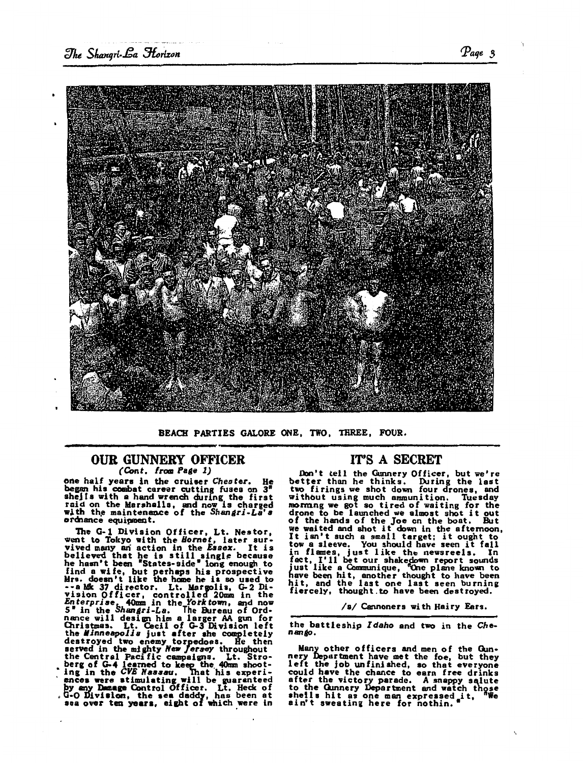BEACH PARTIES GALORE ONE, TWO, THREE, FOUR.

## OUR GUNNERY OFFICER

*(Cont. from Page 1)*

one half years in the cruiser *Chester*. He began his combat career cutting fuses on 3" shells with a hand wrench during the first raid on the Marshalls, and now is charged with the maintenance of the *Shangri-La's* ordnance equipment.

The G-1 Division Officer, Lt. Nestor, went to Tokyo with the *Hornet*, later survived many an action in the *Essex*. It is believed that he is still single because he hasn't been "States-side" long enough to find a wife, but perhaps his prospective Mrs. doesn't like the home he is so used to --a Mk 37 director. Lt. Margolis, G-2 Division Officer, controlled 20mm in the *Enterprise*, 40mm in the *Yorktown*, and now 5" in the *Shangri-La*. The Bureau of Ordnance will design him a larger AA gun for Christmas. Lt. Cecil of G-3 Division left the *Minneapolis* just after she completely destroyed two enemy torpedoes. He then served in the mighty *New Jersey* throughout the Central Pacific campaigns. Lt. Stroberg of G-4 learned to keep the 40mm shooting in the *CVE Nassau*. That his experiences were stimulating will be guaranteed by any Damage Control Officer. Lt. Heck of G-O Division, the sea daddy, has been at sea over ten years, eight of which were in the battleship *Idaho* and two in the *Chenango*.

Many other officers and men of the Gunnery Department have met the foe, but they left the job unfinished, so that everyone could have the chance to earn free drinks after the victory parade. A snappy salute to the Gunnery Department and watch those shells hit as one man expressed it, "We ain't sweating here for nothin."

## IT'S A SECRET

Don't tell the Gunnery Officer, but we're better than he thinks. During the last two firings we shot down four drones, and without using much ammunition. Tuesday morning we got so tired of waiting for the drone to be launched we almost shot it out of the hands of the Joe on the boat. But we waited and shot it down in the afternoon. It isn't such a small target; it ought to tow a sleeve. You should have seen it fall in flames, just like the newsreels. In fact, I'll bet our shakedown report sounds just like a Communique, "One plane known to have been hit, another thought to have been hit, and the last one last seen burning fiercely, thought to have been destroyed.

/s/ Cannoners with Hairy Ears.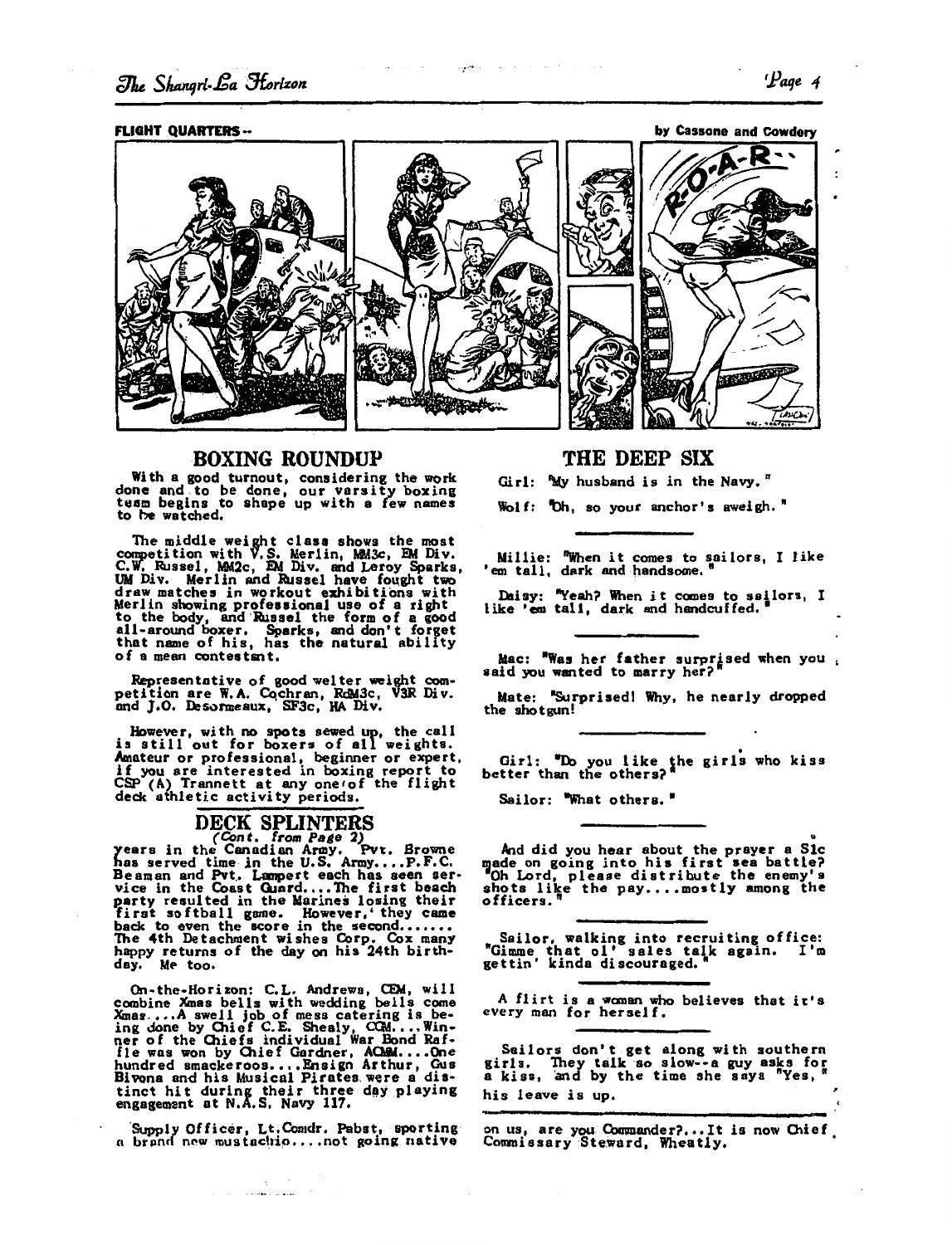**FLIGHT QUARTERS--** by Cassone and Cowdery

## BOXING ROUNDUP

With a good turnout, considering the work done and to be done, our varsity boxing team begins to shape up with a few names to be watched.

The middle weight class shows the most competition with V.S. Merlin, MM3c, EM Div. C.W. Russel, MM2c, EM Div. and Leroy Sparks, UM Div. Merlin and Russel have fought two draw matches in workout exhibitions with Merlin showing professional use of a right to the body, and Russel the form of a good all-around boxer. Sparks, and don't forget that name of his, has the natural ability of a mean contestant.

Representative of good welter weight competition are W.A. Cochran, RdM3c, V3R Div. and J.O. Desormeaux, SF3c, HA Div.

However, with no spots sewed up, the call is still out for boxers of all weights. Amateur or professional, beginner or expert, if you are interested in boxing report to CSP (A) Trannett at any one of the flight deck athletic activity periods.

## DECK SPLINTERS

*(Cont. from Page 2)*

years in the Canadian Army. Pvt. Browne has served time in the U.S. Army....P.F.C. Beaman and Pvt. Lampert each has seen service in the Coast Guard....The first beach party resulted in the Marines losing their first softball game. However, they came back to even the score in the second....... The 4th Detachment wishes Corp. Cox many happy returns of the day on his 24th birthday. Me too.

On-the-Horizon: C.L. Andrews, CEM, will combine Xmas bells with wedding bells come Xmas....A swell job of mess catering is being done by Chief C.E. Shealy, CCM....Winner of the Chiefs individual War Bond Raffle was won by Chief Gardner, ACMM....One hundred smackeroos....Ensign Arthur, Gus Bivona and his Musical Pirates were a distinct hit during their three day playing engagement at N.A.S. Navy 117.

Supply Officer, Lt.Comdr. Pabst, sporting a brand new mustachio....not going native on us, are you Commander?...It is now Chief Commissary Steward, Wheatly.

## THE DEEP SIX

Girl: "My husband is in the Navy."

Wolf: "Oh, so your anchor's aweigh."

---

Millie: "When it comes to sailors, I like 'em tall, dark and handsome."

Daisy: "Yeah? When it comes to sailors, I like 'em tall, dark and handcuffed."

---

Mac: "Was her father surprised when you said you wanted to marry her?"

Mate: "Surprised! Why, he nearly dropped the shotgun!"

---

Girl: "Do you like the girls who kiss better than the others?"

Sailor: "What others."

---

And did you hear about the prayer a S1c made on going into his first sea battle? "Oh Lord, please distribute the enemy's shots like the pay....mostly among the officers."

---

Sailor, walking into recruiting office: "Gimme that ol' sales talk again. I'm gettin' kinda discouraged."

---

A flirt is a woman who believes that it's every man for herself.

---

Sailors don't get along with southern girls. They talk so slow--a guy asks for a kiss, and by the time she says "Yes," his leave is up.